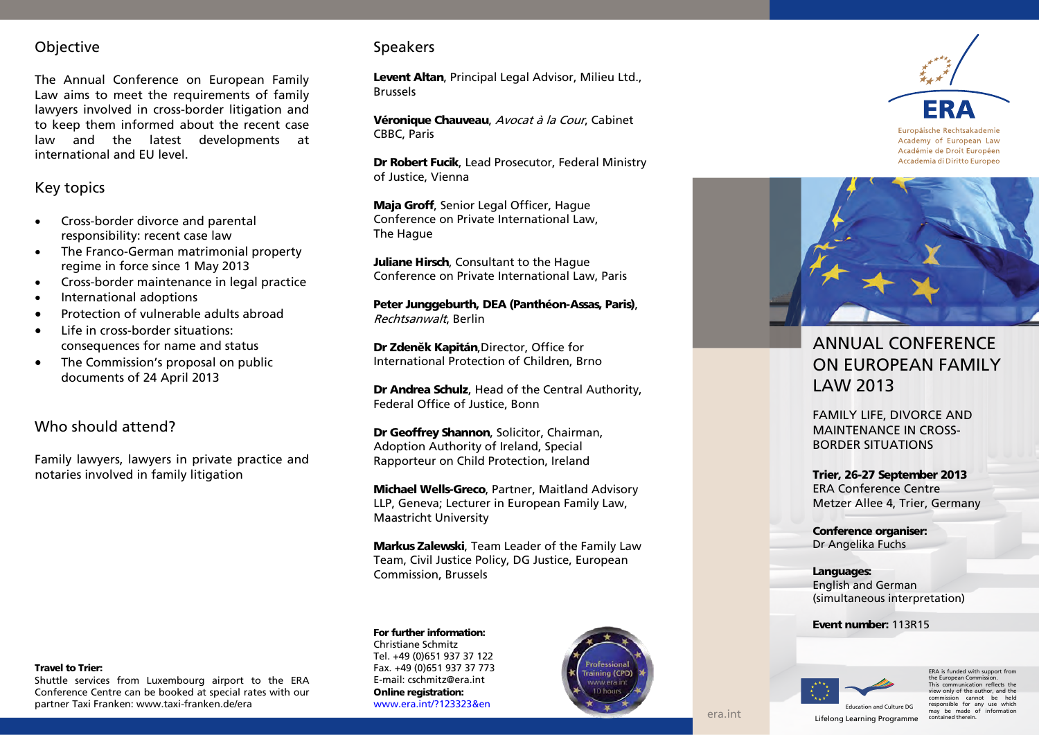## Objective

The Annual Conference on European Family Law aims to meet the requirements of family lawyers involved in cross-border litigation and to keep them informed about the recent case law and the latest developments at international and EU level.

## Key topics

- Cross-border divorce and parental responsibility: recent case law
- The Franco-German matrimonial property regime in force since 1 May 2013
- Cross-border maintenance in legal practice
- International adoptions
- Protection of vulnerable adults abroad
- Life in cross-border situations: consequences for name and status
- The Commission's proposal on public documents of 24 April 2013

## Who should attend?

Family lawyers, lawyers in private practice and notaries involved in family litigation

**Travel to Trier:**
Shuttle services from Luxembourg airport to the ERA Conference Centre can be booked at special rates with our partner Taxi Franken: www.taxi-franken.de/era

## Speakers

**Levent Altan**, Principal Legal Advisor, Milieu Ltd., Brussels

**Véronique Chauveau**, *Avocat à la Cour*, Cabinet CBBC, Paris

**Dr Robert Fucik**, Lead Prosecutor, Federal Ministry of Justice, Vienna

**Maja Groff**, Senior Legal Officer, Hague Conference on Private International Law, The Hague

**Juliane Hirsch**, Consultant to the Hague Conference on Private International Law, Paris

**Peter Junggeburth, DEA (Panthéon-Assas, Paris)**, *Rechtsanwalt*, Berlin

**Dr Zdeněk Kapitán**, Director, Office for International Protection of Children, Brno

**Dr Andrea Schulz**, Head of the Central Authority, Federal Office of Justice, Bonn

**Dr Geoffrey Shannon**, Solicitor, Chairman, Adoption Authority of Ireland, Special Rapporteur on Child Protection, Ireland

**Michael Wells-Greco**, Partner, Maitland Advisory LLP, Geneva; Lecturer in European Family Law, Maastricht University

**Markus Zalewski**, Team Leader of the Family Law Team, Civil Justice Policy, DG Justice, European Commission, Brussels

**For further information:**
Christiane Schmitz
Tel. +49 (0)651 937 37 122
Fax. +49 (0)651 937 37 773
E-mail: cschmitz@era.int
**Online registration:**
www.era.int/?123323&en

Professional Training (CPD) www.era.int 10 hours

ERA
Europäische Rechtsakademie
Academy of European Law
Académie de Droit Européen
Accademia di Diritto Europeo

# ANNUAL CONFERENCE ON EUROPEAN FAMILY LAW 2013

## FAMILY LIFE, DIVORCE AND MAINTENANCE IN CROSS-BORDER SITUATIONS

**Trier, 26-27 September 2013**
ERA Conference Centre
Metzer Allee 4, Trier, Germany

**Conference organiser:**
Dr Angelika Fuchs

**Languages:**
English and German
(simultaneous interpretation)

**Event number:** 113R15

Education and Culture DG

Lifelong Learning Programme

ERA is funded with support from the European Commission. This communication reflects the view only of the author, and the commission cannot be held responsible for any use which may be made of information contained therein.

era.int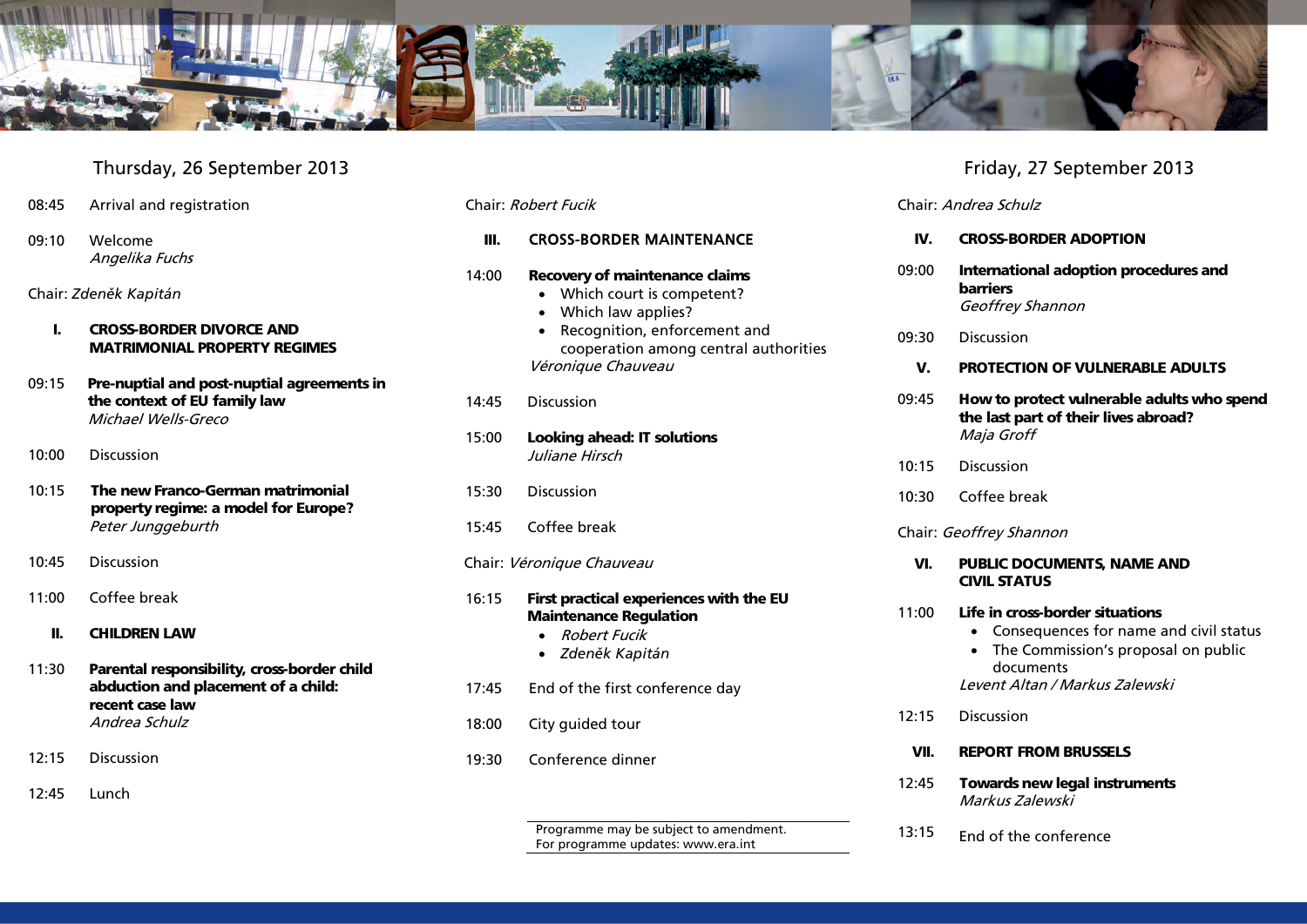## Thursday, 26 September 2013

08:45 Arrival and registration

09:10 Welcome
*Angelika Fuchs*

Chair: *Zdeněk Kapitán*

### I. CROSS-BORDER DIVORCE AND MATRIMONIAL PROPERTY REGIMES

09:15 **Pre-nuptial and post-nuptial agreements in the context of EU family law**
*Michael Wells-Greco*

10:00 Discussion

10:15 **The new Franco-German matrimonial property regime: a model for Europe?**
*Peter Junggeburth*

10:45 Discussion

11:00 Coffee break

### II. CHILDREN LAW

11:30 **Parental responsibility, cross-border child abduction and placement of a child: recent case law**
*Andrea Schulz*

12:15 Discussion

12:45 Lunch

Chair: *Robert Fucik*

### III. CROSS-BORDER MAINTENANCE

14:00 **Recovery of maintenance claims**

- Which court is competent?
- Which law applies?
- Recognition, enforcement and cooperation among central authorities

*Véronique Chauveau*

14:45 Discussion

15:00 **Looking ahead: IT solutions**
*Juliane Hirsch*

15:30 Discussion

15:45 Coffee break

Chair: *Véronique Chauveau*

16:15 **First practical experiences with the EU Maintenance Regulation**

- *Robert Fucik*
- *Zdeněk Kapitán*

17:45 End of the first conference day

18:00 City guided tour

19:30 Conference dinner

Programme may be subject to amendment.
For programme updates: www.era.int

## Friday, 27 September 2013

Chair: *Andrea Schulz*

### IV. CROSS-BORDER ADOPTION

09:00 **International adoption procedures and barriers**
*Geoffrey Shannon*

09:30 Discussion

### V. PROTECTION OF VULNERABLE ADULTS

09:45 **How to protect vulnerable adults who spend the last part of their lives abroad?**
*Maja Groff*

10:15 Discussion

10:30 Coffee break

Chair: *Geoffrey Shannon*

### VI. PUBLIC DOCUMENTS, NAME AND CIVIL STATUS

11:00 **Life in cross-border situations**

- Consequences for name and civil status
- The Commission's proposal on public documents

*Levent Altan / Markus Zalewski*

12:15 Discussion

### VII. REPORT FROM BRUSSELS

12:45 **Towards new legal instruments**
*Markus Zalewski*

13:15 End of the conference